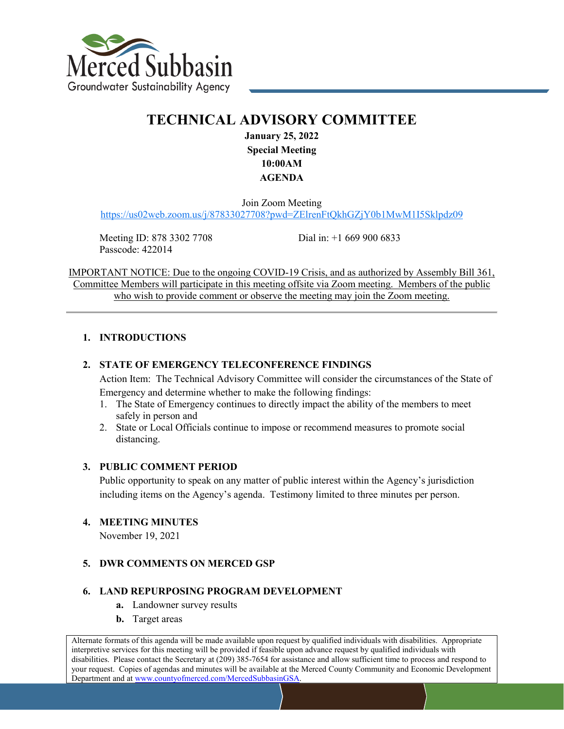Merced Subbasin

Groundwater Sustainability Agency

# TECHNICAL ADVISORY COMMITTEE

**January 25, 2022**
**Special Meeting**
**10:00AM**
**AGENDA**

Join Zoom Meeting
https://us02web.zoom.us/j/87833027708?pwd=ZElrenFtQkhGZjY0b1MwM1I5Sklpdz09

Meeting ID: 878 3302 7708 Dial in: +1 669 900 6833
Passcode: 422014

IMPORTANT NOTICE: Due to the ongoing COVID-19 Crisis, and as authorized by Assembly Bill 361, Committee Members will participate in this meeting offsite via Zoom meeting. Members of the public who wish to provide comment or observe the meeting may join the Zoom meeting.

---

1. **INTRODUCTIONS**

2. **STATE OF EMERGENCY TELECONFERENCE FINDINGS**

   Action Item: The Technical Advisory Committee will consider the circumstances of the State of Emergency and determine whether to make the following findings:
   1. The State of Emergency continues to directly impact the ability of the members to meet safely in person and
   2. State or Local Officials continue to impose or recommend measures to promote social distancing.

3. **PUBLIC COMMENT PERIOD**

   Public opportunity to speak on any matter of public interest within the Agency's jurisdiction including items on the Agency's agenda. Testimony limited to three minutes per person.

4. **MEETING MINUTES**

   November 19, 2021

5. **DWR COMMENTS ON MERCED GSP**

6. **LAND REPURPOSING PROGRAM DEVELOPMENT**
   - **a.** Landowner survey results
   - **b.** Target areas

Alternate formats of this agenda will be made available upon request by qualified individuals with disabilities. Appropriate interpretive services for this meeting will be provided if feasible upon advance request by qualified individuals with disabilities. Please contact the Secretary at (209) 385-7654 for assistance and allow sufficient time to process and respond to your request. Copies of agendas and minutes will be available at the Merced County Community and Economic Development Department and at www.countyofmerced.com/MercedSubbasinGSA.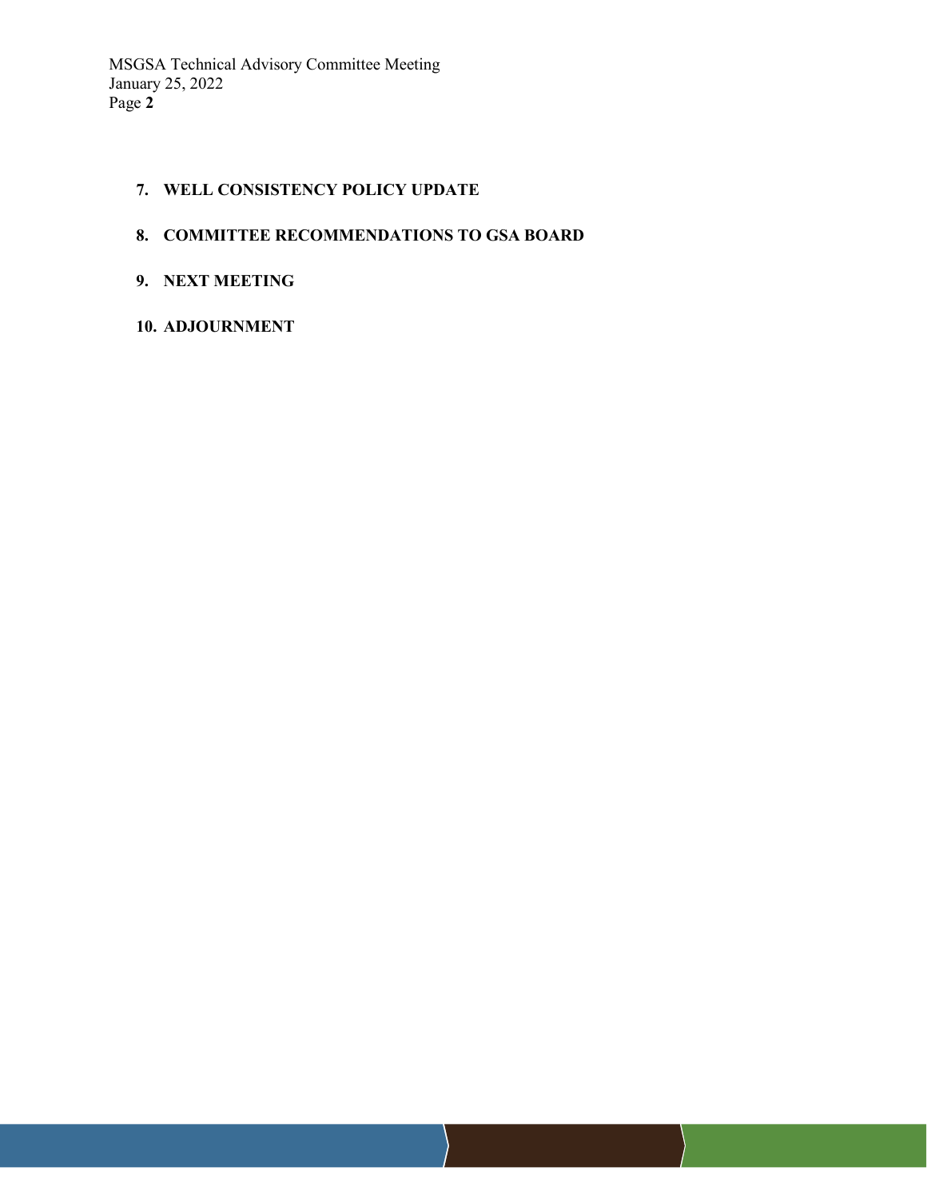7. **WELL CONSISTENCY POLICY UPDATE**

8. **COMMITTEE RECOMMENDATIONS TO GSA BOARD**

9. **NEXT MEETING**

10. **ADJOURNMENT**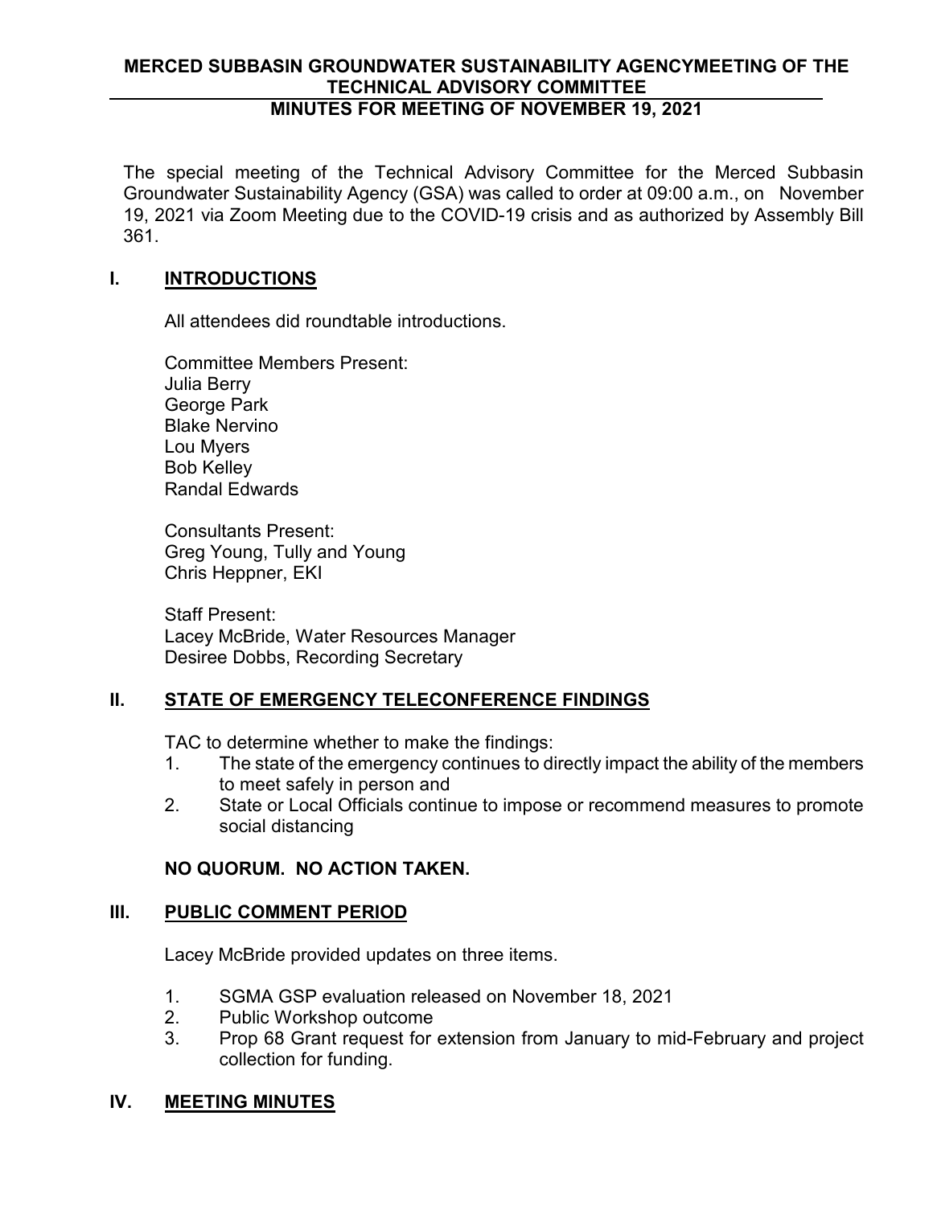**MERCED SUBBASIN GROUNDWATER SUSTAINABILITY AGENCYMEETING OF THE TECHNICAL ADVISORY COMMITTEE**

**MINUTES FOR MEETING OF NOVEMBER 19, 2021**

The special meeting of the Technical Advisory Committee for the Merced Subbasin Groundwater Sustainability Agency (GSA) was called to order at 09:00 a.m., on November 19, 2021 via Zoom Meeting due to the COVID-19 crisis and as authorized by Assembly Bill 361.

## I. INTRODUCTIONS

All attendees did roundtable introductions.

Committee Members Present:
Julia Berry
George Park
Blake Nervino
Lou Myers
Bob Kelley
Randal Edwards

Consultants Present:
Greg Young, Tully and Young
Chris Heppner, EKI

Staff Present:
Lacey McBride, Water Resources Manager
Desiree Dobbs, Recording Secretary

## II. STATE OF EMERGENCY TELECONFERENCE FINDINGS

TAC to determine whether to make the findings:

1. The state of the emergency continues to directly impact the ability of the members to meet safely in person and
2. State or Local Officials continue to impose or recommend measures to promote social distancing

**NO QUORUM. NO ACTION TAKEN.**

## III. PUBLIC COMMENT PERIOD

Lacey McBride provided updates on three items.

1. SGMA GSP evaluation released on November 18, 2021
2. Public Workshop outcome
3. Prop 68 Grant request for extension from January to mid-February and project collection for funding.

## IV. MEETING MINUTES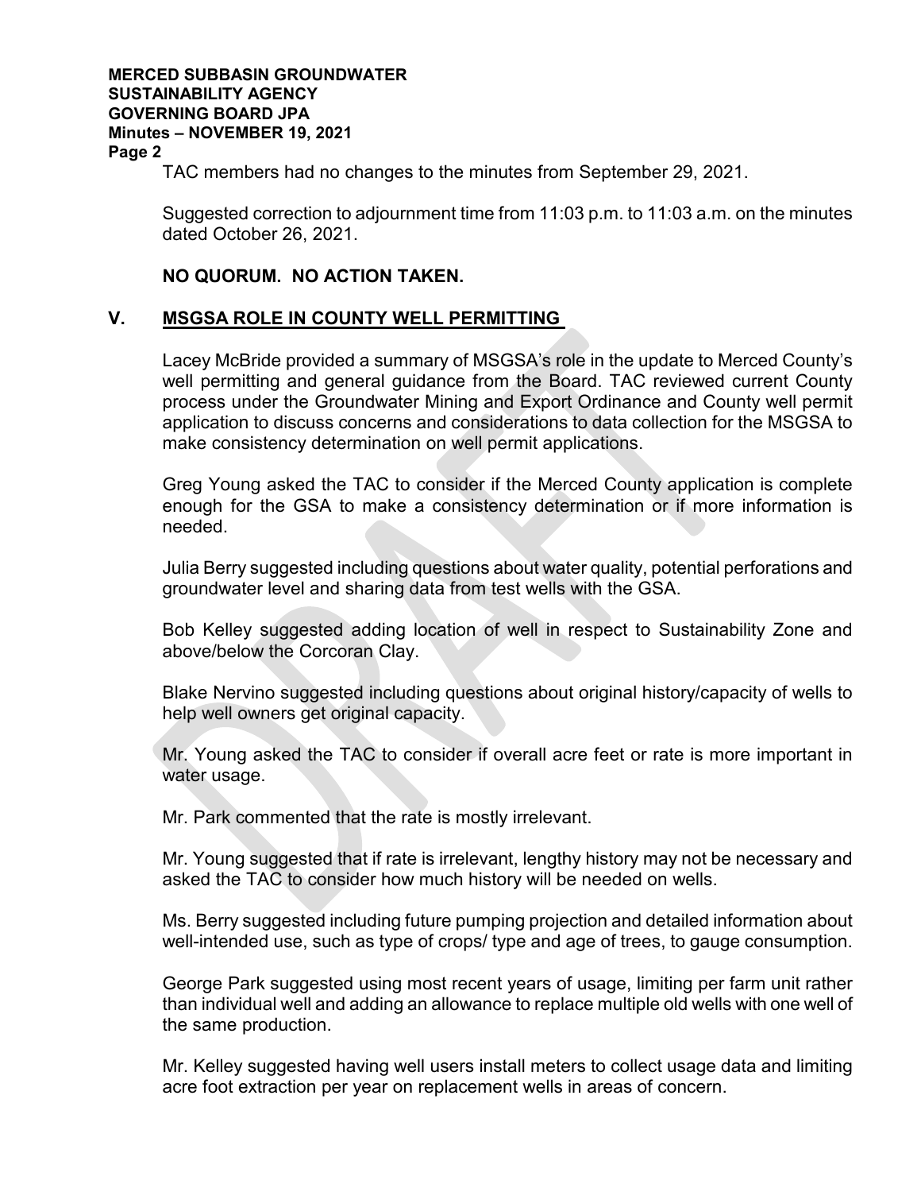TAC members had no changes to the minutes from September 29, 2021.

Suggested correction to adjournment time from 11:03 p.m. to 11:03 a.m. on the minutes dated October 26, 2021.

**NO QUORUM. NO ACTION TAKEN.**

## V. MSGSA ROLE IN COUNTY WELL PERMITTING

Lacey McBride provided a summary of MSGSA's role in the update to Merced County's well permitting and general guidance from the Board. TAC reviewed current County process under the Groundwater Mining and Export Ordinance and County well permit application to discuss concerns and considerations to data collection for the MSGSA to make consistency determination on well permit applications.

Greg Young asked the TAC to consider if the Merced County application is complete enough for the GSA to make a consistency determination or if more information is needed.

Julia Berry suggested including questions about water quality, potential perforations and groundwater level and sharing data from test wells with the GSA.

Bob Kelley suggested adding location of well in respect to Sustainability Zone and above/below the Corcoran Clay.

Blake Nervino suggested including questions about original history/capacity of wells to help well owners get original capacity.

Mr. Young asked the TAC to consider if overall acre feet or rate is more important in water usage.

Mr. Park commented that the rate is mostly irrelevant.

Mr. Young suggested that if rate is irrelevant, lengthy history may not be necessary and asked the TAC to consider how much history will be needed on wells.

Ms. Berry suggested including future pumping projection and detailed information about well-intended use, such as type of crops/ type and age of trees, to gauge consumption.

George Park suggested using most recent years of usage, limiting per farm unit rather than individual well and adding an allowance to replace multiple old wells with one well of the same production.

Mr. Kelley suggested having well users install meters to collect usage data and limiting acre foot extraction per year on replacement wells in areas of concern.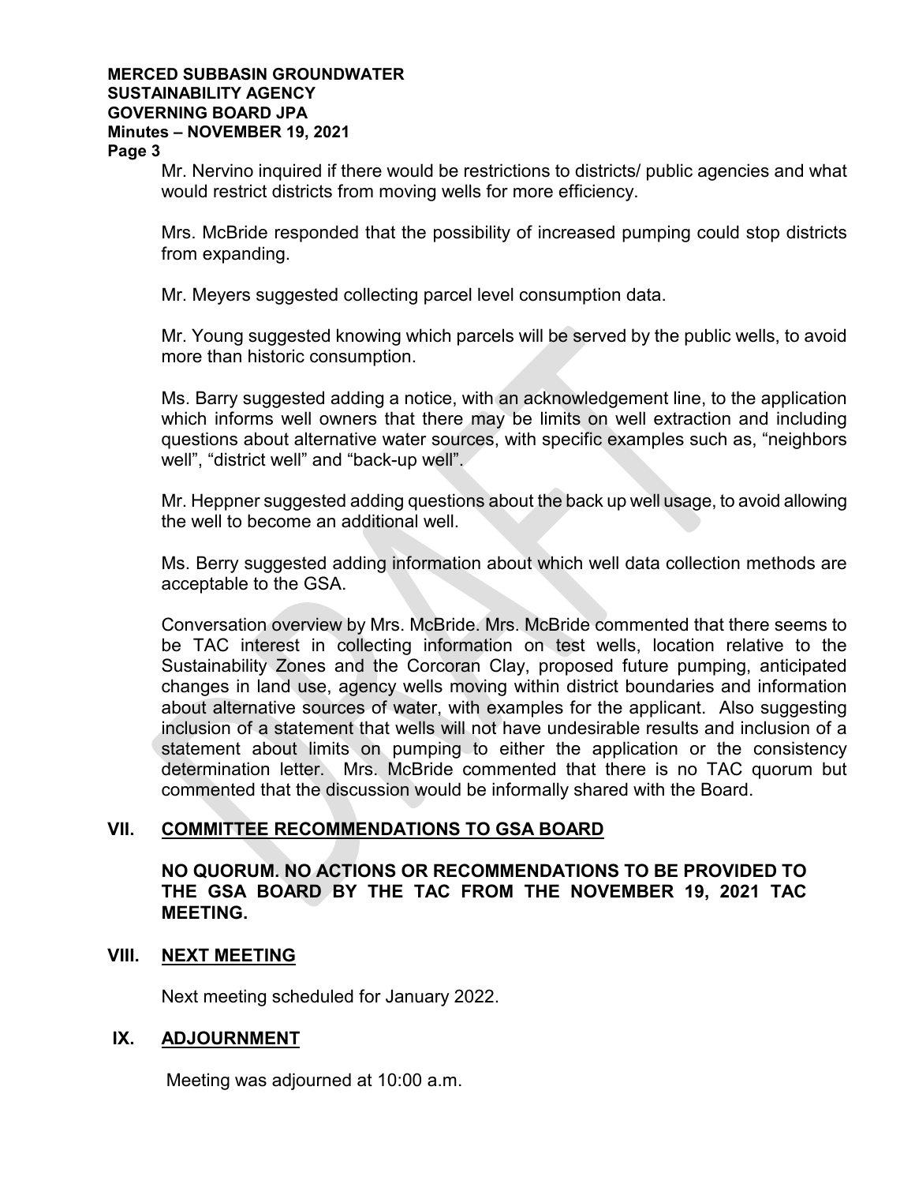Mr. Nervino inquired if there would be restrictions to districts/ public agencies and what would restrict districts from moving wells for more efficiency.

Mrs. McBride responded that the possibility of increased pumping could stop districts from expanding.

Mr. Meyers suggested collecting parcel level consumption data.

Mr. Young suggested knowing which parcels will be served by the public wells, to avoid more than historic consumption.

Ms. Barry suggested adding a notice, with an acknowledgement line, to the application which informs well owners that there may be limits on well extraction and including questions about alternative water sources, with specific examples such as, "neighbors well", "district well" and "back-up well".

Mr. Heppner suggested adding questions about the back up well usage, to avoid allowing the well to become an additional well.

Ms. Berry suggested adding information about which well data collection methods are acceptable to the GSA.

Conversation overview by Mrs. McBride. Mrs. McBride commented that there seems to be TAC interest in collecting information on test wells, location relative to the Sustainability Zones and the Corcoran Clay, proposed future pumping, anticipated changes in land use, agency wells moving within district boundaries and information about alternative sources of water, with examples for the applicant. Also suggesting inclusion of a statement that wells will not have undesirable results and inclusion of a statement about limits on pumping to either the application or the consistency determination letter. Mrs. McBride commented that there is no TAC quorum but commented that the discussion would be informally shared with the Board.

## VII. COMMITTEE RECOMMENDATIONS TO GSA BOARD

**NO QUORUM. NO ACTIONS OR RECOMMENDATIONS TO BE PROVIDED TO THE GSA BOARD BY THE TAC FROM THE NOVEMBER 19, 2021 TAC MEETING.**

## VIII. NEXT MEETING

Next meeting scheduled for January 2022.

## IX. ADJOURNMENT

Meeting was adjourned at 10:00 a.m.